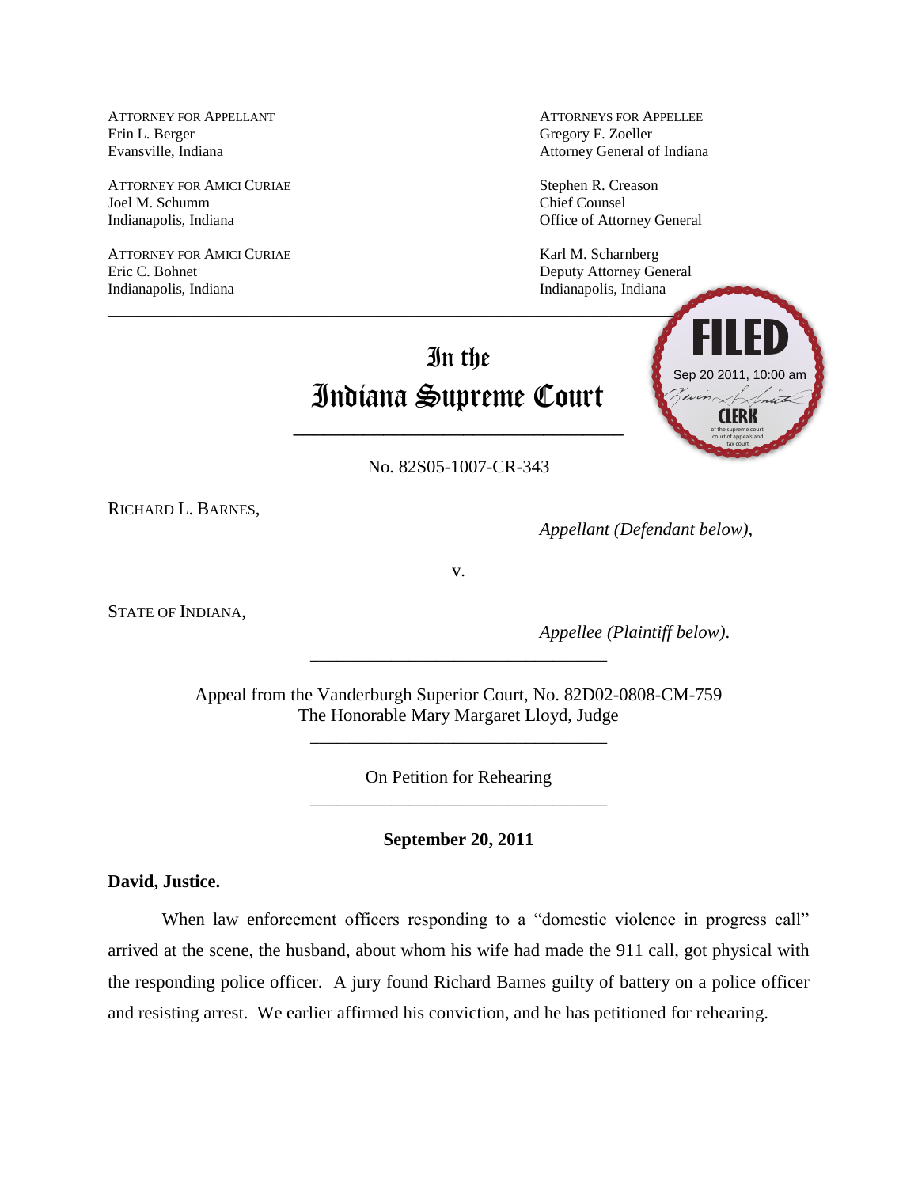ATTORNEY FOR APPELLANT
Erin L. Berger
Evansville, Indiana

ATTORNEY FOR AMICI CURIAE
Joel M. Schumm
Indianapolis, Indiana

ATTORNEY FOR AMICI CURIAE
Eric C. Bohnet
Indianapolis, Indiana

ATTORNEYS FOR APPELLEE
Gregory F. Zoeller
Attorney General of Indiana

Stephen R. Creason
Chief Counsel
Office of Attorney General

Karl M. Scharnberg
Deputy Attorney General
Indianapolis, Indiana

FILED
Sep 20 2011, 10:00 am
CLERK
of the supreme court, court of appeals and tax court

---

# In the Indiana Supreme Court

---

No. 82S05-1007-CR-343

RICHARD L. BARNES,

*Appellant (Defendant below),*

v.

STATE OF INDIANA,

*Appellee (Plaintiff below).*

---

Appeal from the Vanderburgh Superior Court, No. 82D02-0808-CM-759
The Honorable Mary Margaret Lloyd, Judge

---

On Petition for Rehearing

---

**September 20, 2011**

**David, Justice.**

When law enforcement officers responding to a "domestic violence in progress call" arrived at the scene, the husband, about whom his wife had made the 911 call, got physical with the responding police officer. A jury found Richard Barnes guilty of battery on a police officer and resisting arrest. We earlier affirmed his conviction, and he has petitioned for rehearing.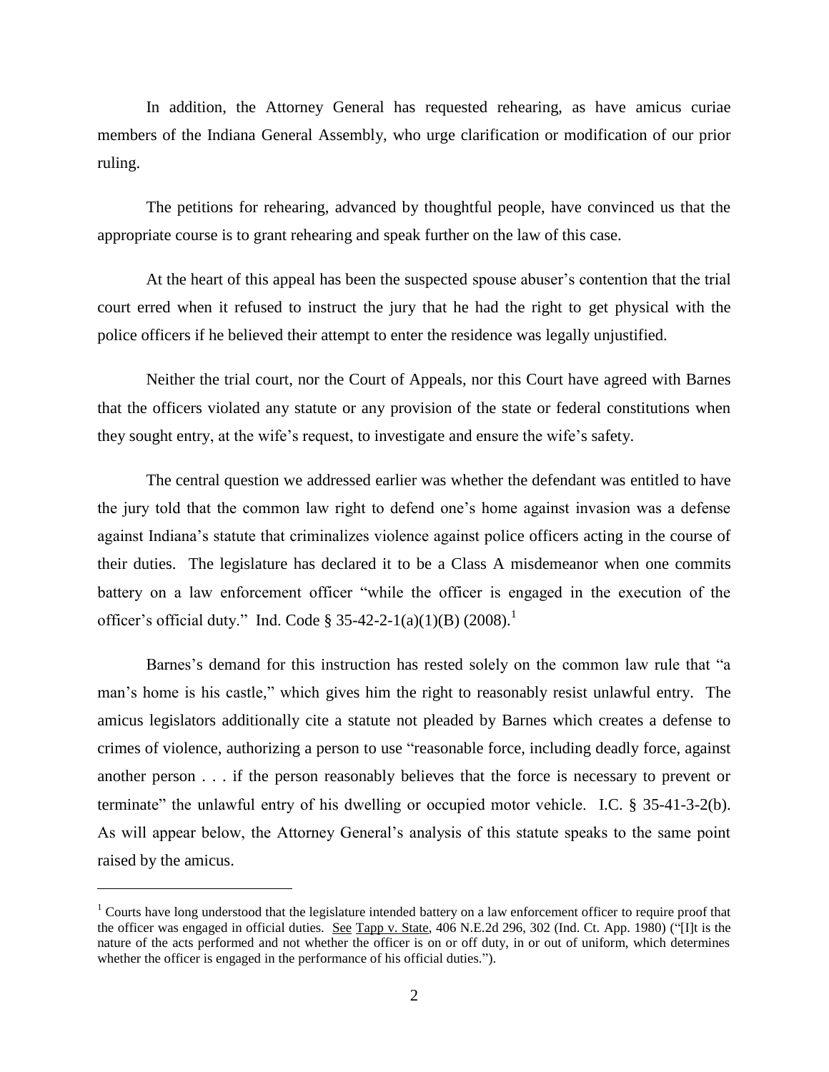In addition, the Attorney General has requested rehearing, as have amicus curiae members of the Indiana General Assembly, who urge clarification or modification of our prior ruling.

The petitions for rehearing, advanced by thoughtful people, have convinced us that the appropriate course is to grant rehearing and speak further on the law of this case.

At the heart of this appeal has been the suspected spouse abuser's contention that the trial court erred when it refused to instruct the jury that he had the right to get physical with the police officers if he believed their attempt to enter the residence was legally unjustified.

Neither the trial court, nor the Court of Appeals, nor this Court have agreed with Barnes that the officers violated any statute or any provision of the state or federal constitutions when they sought entry, at the wife's request, to investigate and ensure the wife's safety.

The central question we addressed earlier was whether the defendant was entitled to have the jury told that the common law right to defend one's home against invasion was a defense against Indiana's statute that criminalizes violence against police officers acting in the course of their duties. The legislature has declared it to be a Class A misdemeanor when one commits battery on a law enforcement officer "while the officer is engaged in the execution of the officer's official duty." Ind. Code § 35-42-2-1(a)(1)(B) (2008).[1]

Barnes's demand for this instruction has rested solely on the common law rule that "a man's home is his castle," which gives him the right to reasonably resist unlawful entry. The amicus legislators additionally cite a statute not pleaded by Barnes which creates a defense to crimes of violence, authorizing a person to use "reasonable force, including deadly force, against another person . . . if the person reasonably believes that the force is necessary to prevent or terminate" the unlawful entry of his dwelling or occupied motor vehicle. I.C. § 35-41-3-2(b). As will appear below, the Attorney General's analysis of this statute speaks to the same point raised by the amicus.

---

[1] Courts have long understood that the legislature intended battery on a law enforcement officer to require proof that the officer was engaged in official duties. See Tapp v. State, 406 N.E.2d 296, 302 (Ind. Ct. App. 1980) ("[I]t is the nature of the acts performed and not whether the officer is on or off duty, in or out of uniform, which determines whether the officer is engaged in the performance of his official duties.").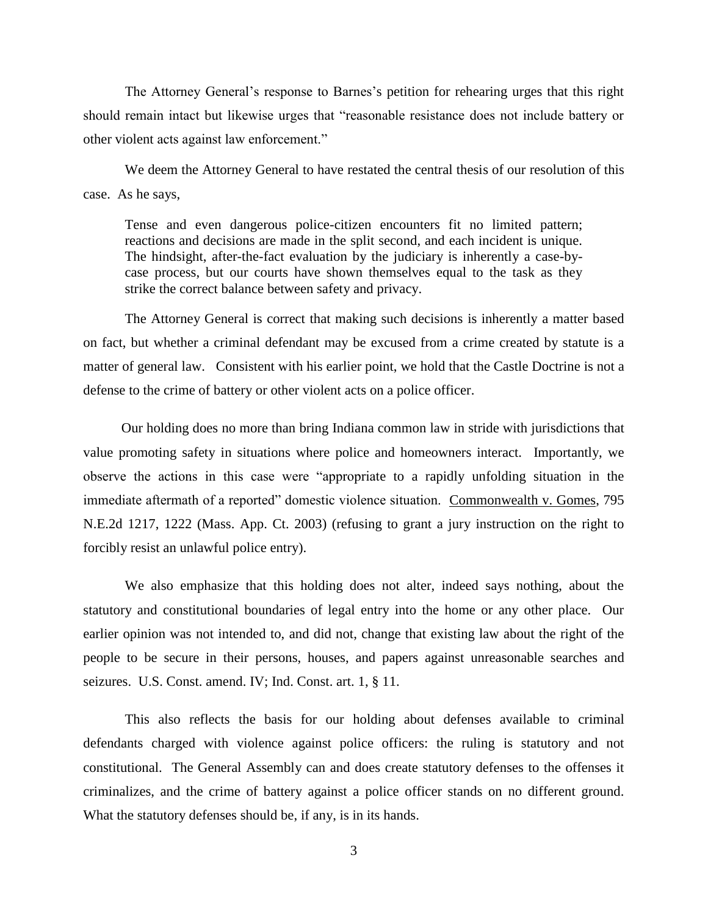The Attorney General's response to Barnes's petition for rehearing urges that this right should remain intact but likewise urges that "reasonable resistance does not include battery or other violent acts against law enforcement."

We deem the Attorney General to have restated the central thesis of our resolution of this case. As he says,

> Tense and even dangerous police-citizen encounters fit no limited pattern; reactions and decisions are made in the split second, and each incident is unique. The hindsight, after-the-fact evaluation by the judiciary is inherently a case-by-case process, but our courts have shown themselves equal to the task as they strike the correct balance between safety and privacy.

The Attorney General is correct that making such decisions is inherently a matter based on fact, but whether a criminal defendant may be excused from a crime created by statute is a matter of general law. Consistent with his earlier point, we hold that the Castle Doctrine is not a defense to the crime of battery or other violent acts on a police officer.

Our holding does no more than bring Indiana common law in stride with jurisdictions that value promoting safety in situations where police and homeowners interact. Importantly, we observe the actions in this case were "appropriate to a rapidly unfolding situation in the immediate aftermath of a reported" domestic violence situation. Commonwealth v. Gomes, 795 N.E.2d 1217, 1222 (Mass. App. Ct. 2003) (refusing to grant a jury instruction on the right to forcibly resist an unlawful police entry).

We also emphasize that this holding does not alter, indeed says nothing, about the statutory and constitutional boundaries of legal entry into the home or any other place. Our earlier opinion was not intended to, and did not, change that existing law about the right of the people to be secure in their persons, houses, and papers against unreasonable searches and seizures. U.S. Const. amend. IV; Ind. Const. art. 1, § 11.

This also reflects the basis for our holding about defenses available to criminal defendants charged with violence against police officers: the ruling is statutory and not constitutional. The General Assembly can and does create statutory defenses to the offenses it criminalizes, and the crime of battery against a police officer stands on no different ground. What the statutory defenses should be, if any, is in its hands.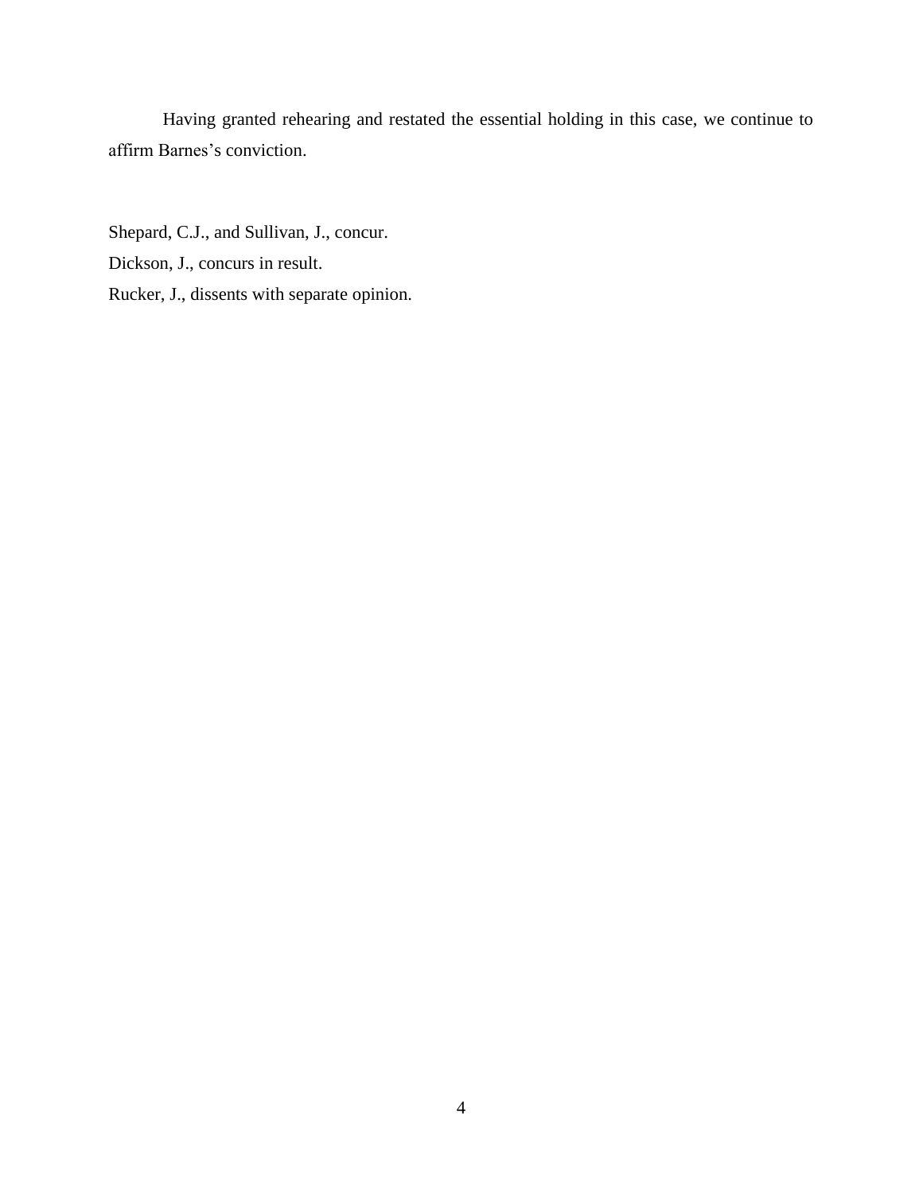Having granted rehearing and restated the essential holding in this case, we continue to affirm Barnes's conviction.

Shepard, C.J., and Sullivan, J., concur.

Dickson, J., concurs in result.

Rucker, J., dissents with separate opinion.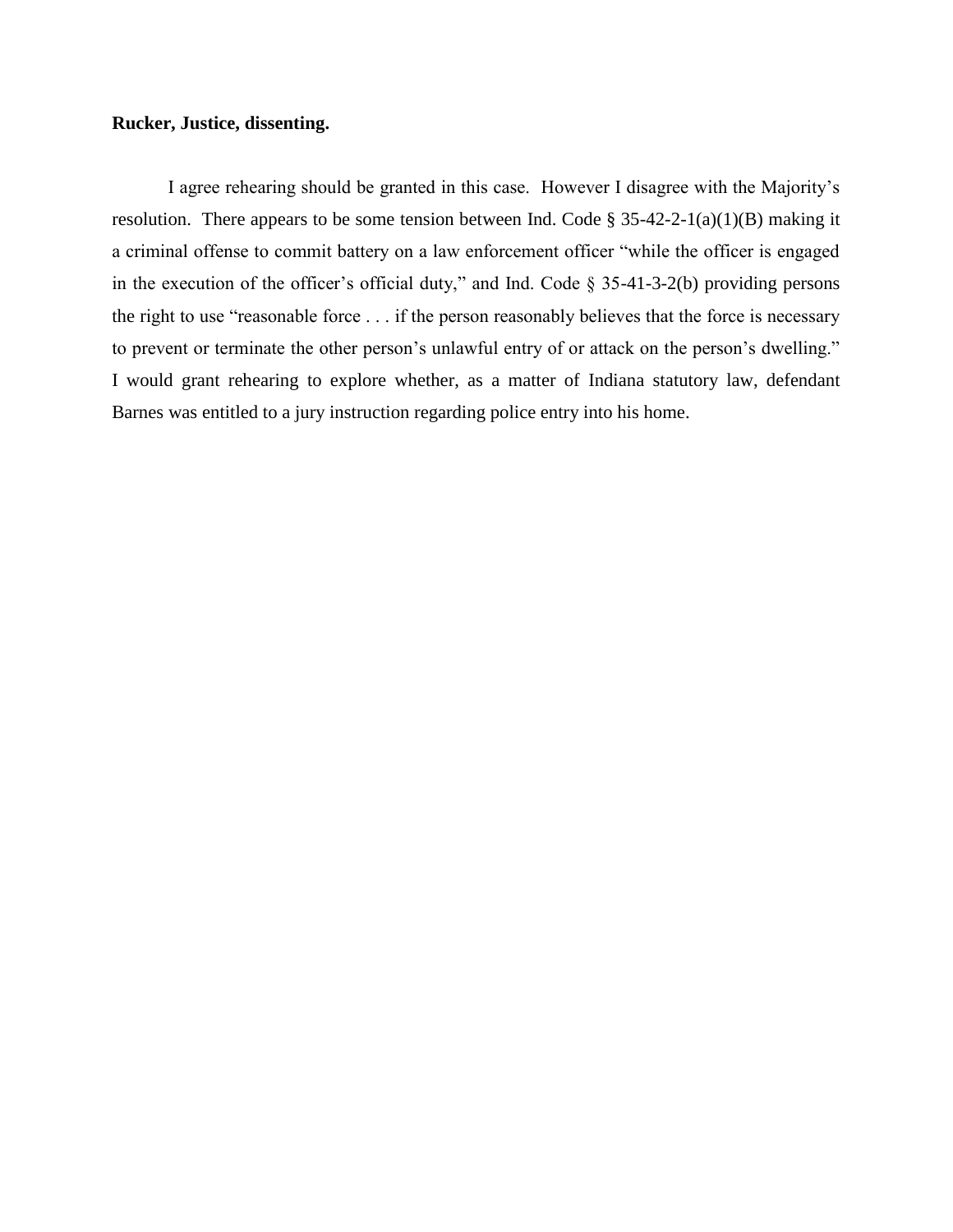**Rucker, Justice, dissenting.**

I agree rehearing should be granted in this case. However I disagree with the Majority's resolution. There appears to be some tension between Ind. Code § 35-42-2-1(a)(1)(B) making it a criminal offense to commit battery on a law enforcement officer "while the officer is engaged in the execution of the officer's official duty," and Ind. Code § 35-41-3-2(b) providing persons the right to use "reasonable force . . . if the person reasonably believes that the force is necessary to prevent or terminate the other person's unlawful entry of or attack on the person's dwelling." I would grant rehearing to explore whether, as a matter of Indiana statutory law, defendant Barnes was entitled to a jury instruction regarding police entry into his home.